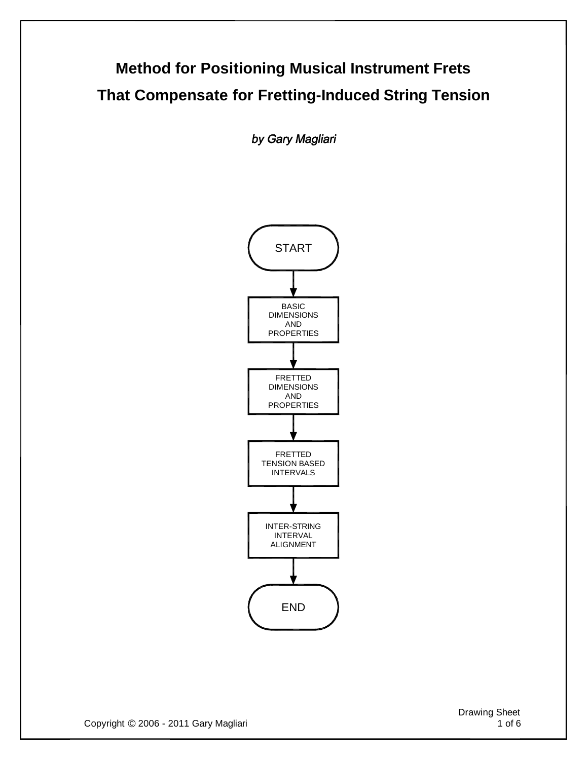# Method for Positioning Musical Instrument Frets That Compensate for Fretting-Induced String Tension

*by Gary Magliari*

START

BASIC DIMENSIONS AND PROPERTIES

FRETTED DIMENSIONS AND PROPERTIES

FRETTED TENSION BASED INTERVALS

INTER-STRING INTERVAL ALIGNMENT

END

Copyright © 2006 - 2011 Gary Magliari

Drawing Sheet 1 of 6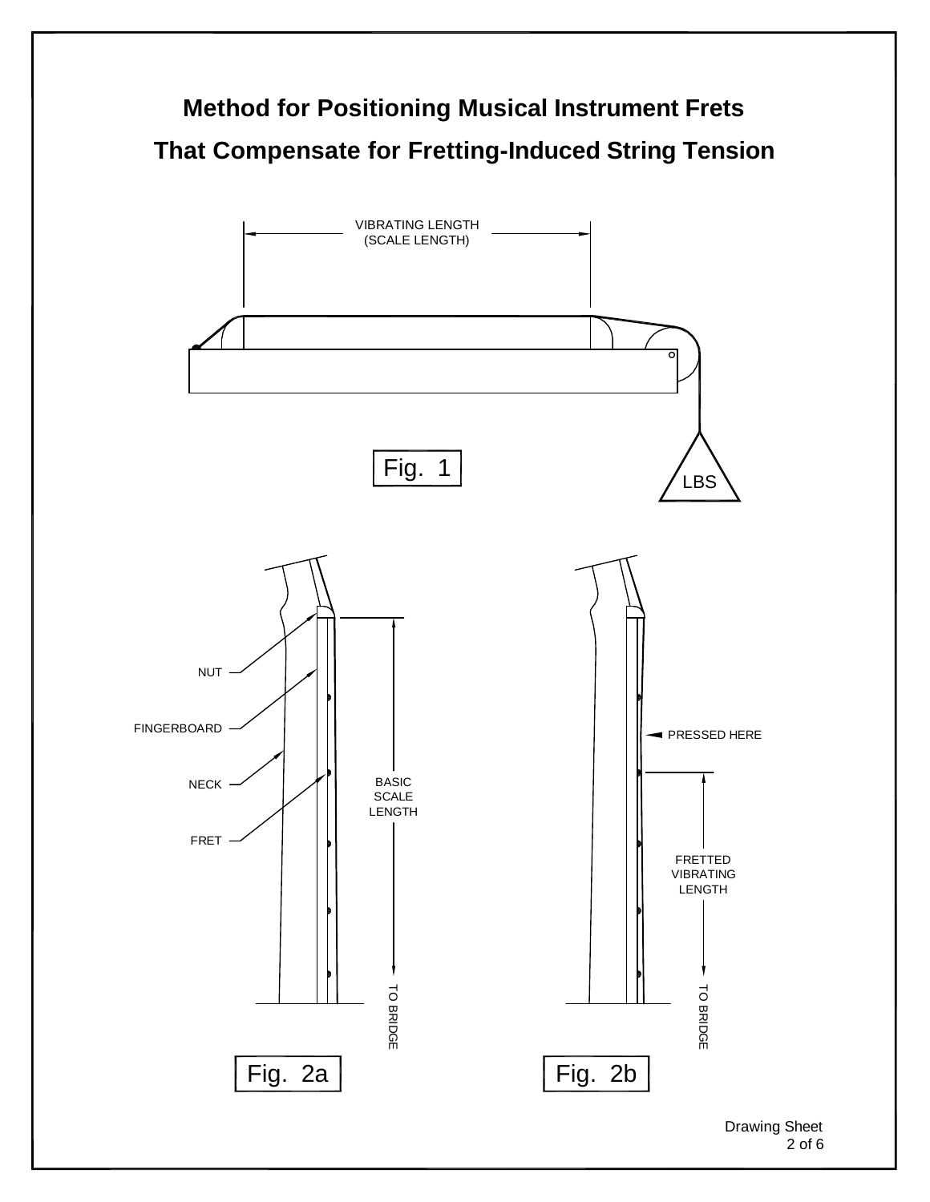# Method for Positioning Musical Instrument Frets That Compensate for Fretting-Induced String Tension

VIBRATING LENGTH (SCALE LENGTH)

LBS

Fig. 1

NUT

FINGERBOARD

NECK

FRET

BASIC SCALE LENGTH

TO BRIDGE

Fig. 2a

PRESSED HERE

FRETTED VIBRATING LENGTH

TO BRIDGE

Fig. 2b

Drawing Sheet 2 of 6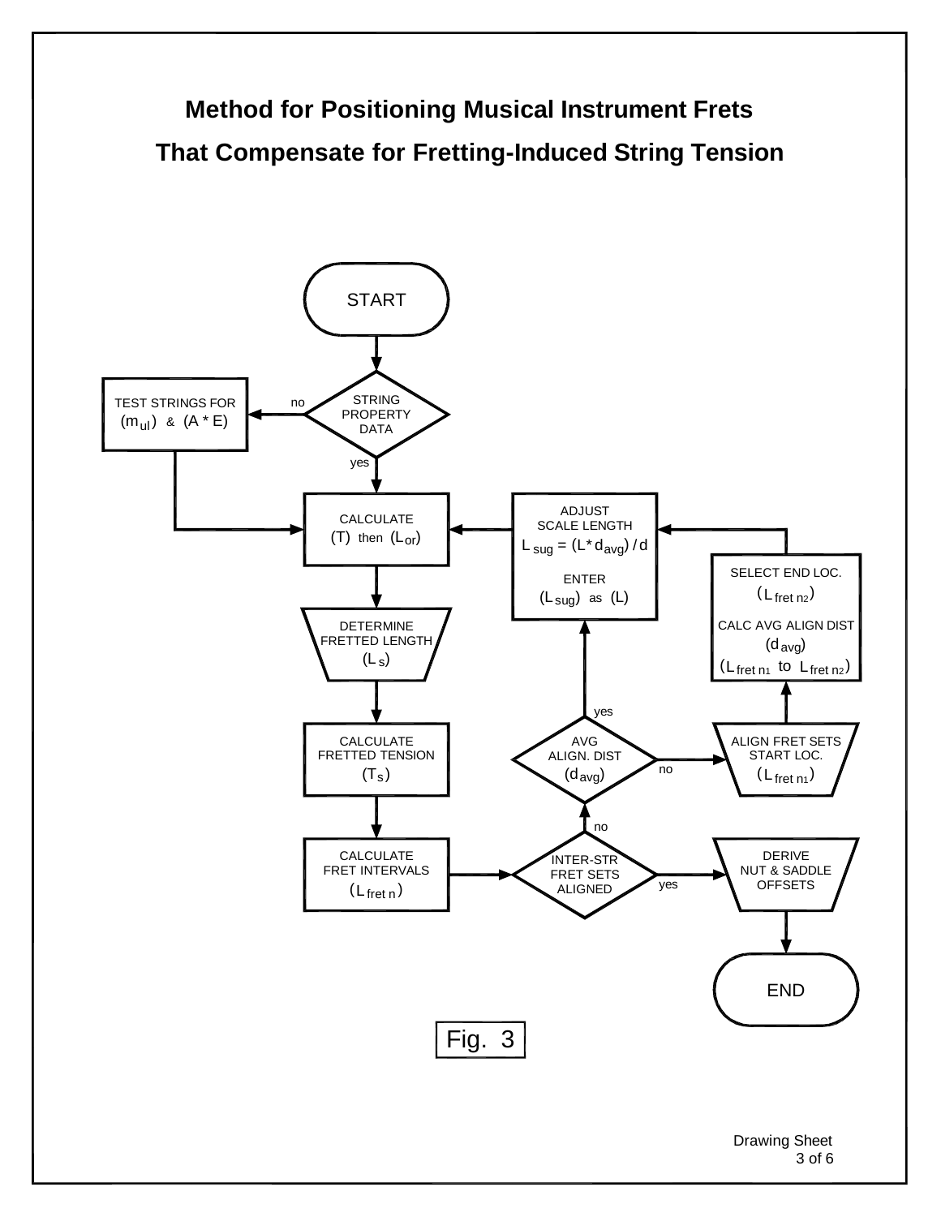# Method for Positioning Musical Instrument Frets That Compensate for Fretting-Induced String Tension

START

STRING PROPERTY DATA

no → TEST STRINGS FOR $(m_{ul})$ & $(A * E)$

yes

CALCULATE $(T)$ then $(L_{or})$

DETERMINE FRETTED LENGTH $(L_s)$

CALCULATE FRETTED TENSION $(T_s)$

CALCULATE FRET INTERVALS $(L_{fret\ n})$

INTER-STR FRET SETS ALIGNED

yes → DERIVE NUT & SADDLE OFFSETS → END

no → AVG ALIGN. DIST $(d_{avg})$

yes → ADJUST SCALE LENGTH $L_{sug} = (L * d_{avg}) / d$ ENTER $(L_{sug})$ as $(L)$

no → ALIGN FRET SETS START LOC. $(L_{fret\ n1})$

SELECT END LOC. $(L_{fret\ n2})$ CALC AVG ALIGN DIST $(d_{avg})$ $(L_{fret\ n1}$ to $L_{fret\ n2})$

Fig. 3

Drawing Sheet 3 of 6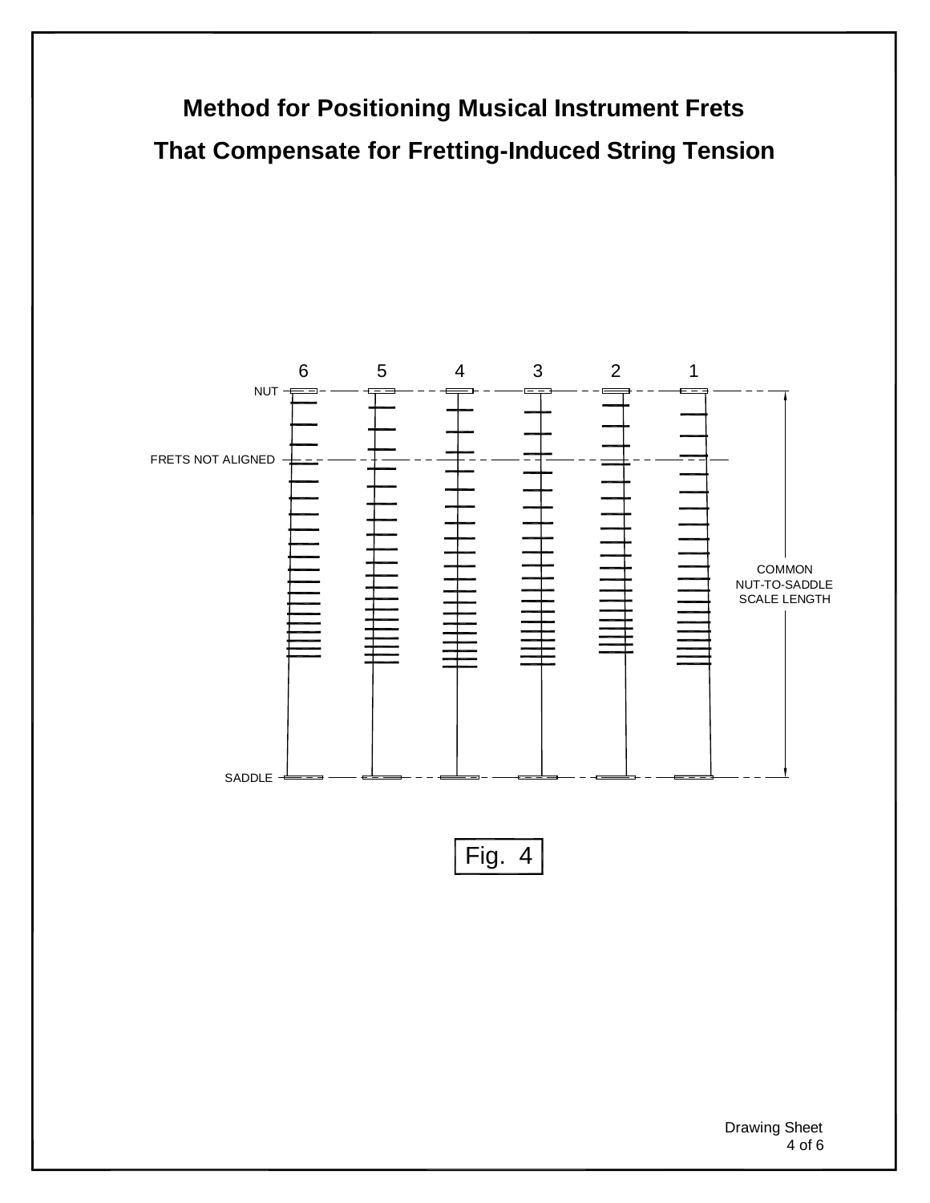# Method for Positioning Musical Instrument Frets That Compensate for Fretting-Induced String Tension

6 5 4 3 2 1

NUT

FRETS NOT ALIGNED

COMMON NUT-TO-SADDLE SCALE LENGTH

SADDLE

Fig. 4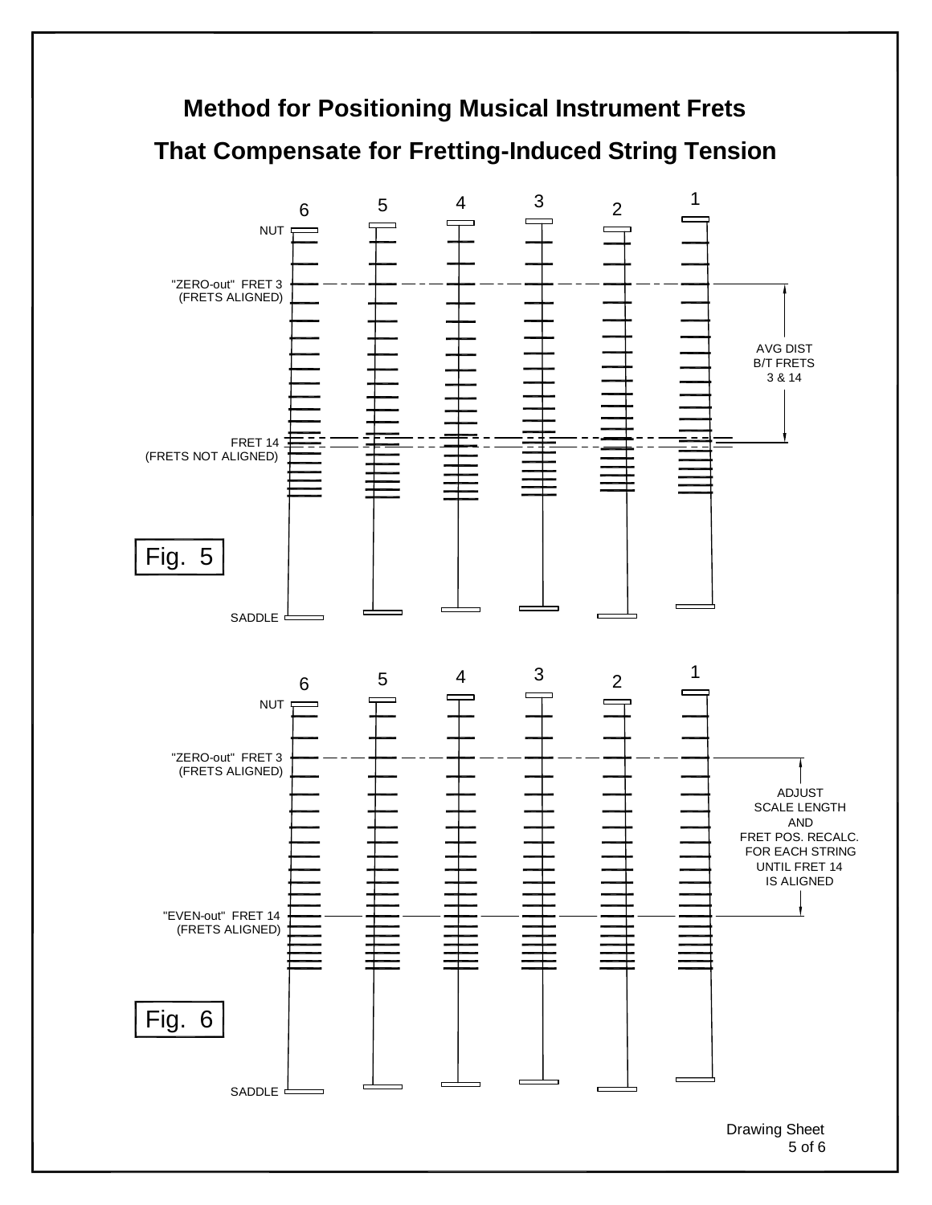# Method for Positioning Musical Instrument Frets That Compensate for Fretting-Induced String Tension

6 5 4 3 2 1

NUT

"ZERO-out" FRET 3 (FRETS ALIGNED)

AVG DIST B/T FRETS 3 & 14

FRET 14 (FRETS NOT ALIGNED)

Fig. 5

SADDLE

6 5 4 3 2 1

NUT

"ZERO-out" FRET 3 (FRETS ALIGNED)

ADJUST SCALE LENGTH AND FRET POS. RECALC. FOR EACH STRING UNTIL FRET 14 IS ALIGNED

"EVEN-out" FRET 14 (FRETS ALIGNED)

Fig. 6

SADDLE

Drawing Sheet 5 of 6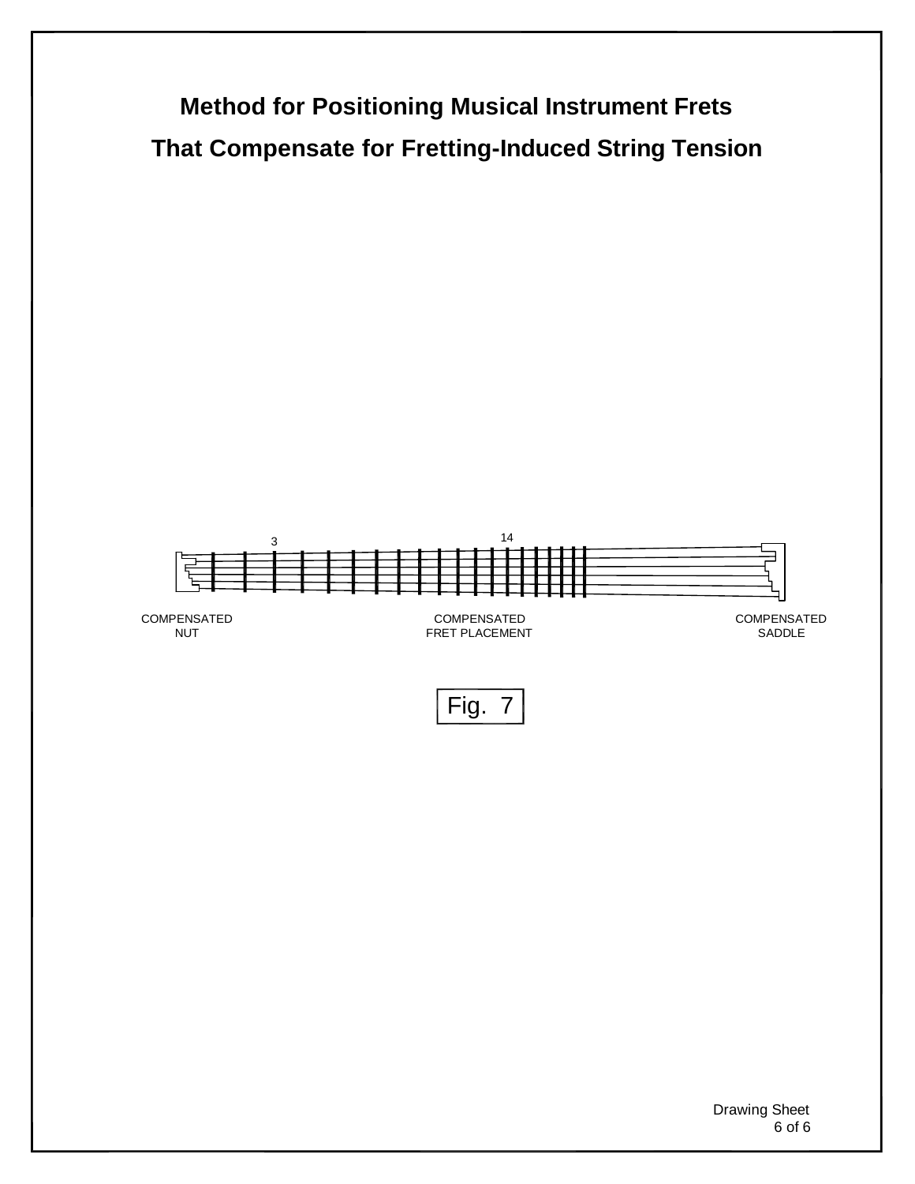# Method for Positioning Musical Instrument Frets That Compensate for Fretting-Induced String Tension

3

14

COMPENSATED NUT

COMPENSATED FRET PLACEMENT

COMPENSATED SADDLE

Fig. 7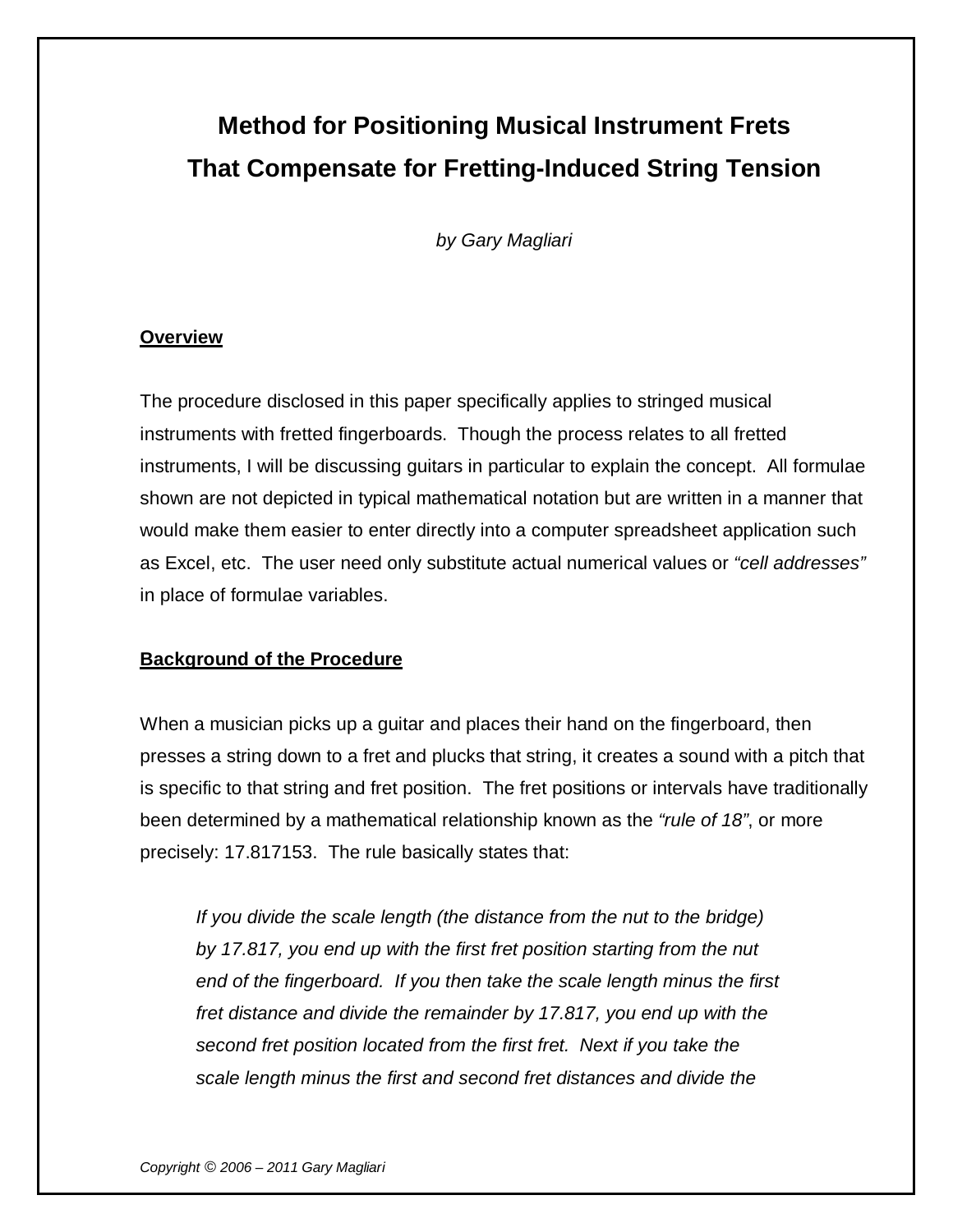# Method for Positioning Musical Instrument Frets That Compensate for Fretting-Induced String Tension

*by Gary Magliari*

## Overview

The procedure disclosed in this paper specifically applies to stringed musical instruments with fretted fingerboards. Though the process relates to all fretted instruments, I will be discussing guitars in particular to explain the concept. All formulae shown are not depicted in typical mathematical notation but are written in a manner that would make them easier to enter directly into a computer spreadsheet application such as Excel, etc. The user need only substitute actual numerical values or *"cell addresses"* in place of formulae variables.

## Background of the Procedure

When a musician picks up a guitar and places their hand on the fingerboard, then presses a string down to a fret and plucks that string, it creates a sound with a pitch that is specific to that string and fret position. The fret positions or intervals have traditionally been determined by a mathematical relationship known as the *"rule of 18"*, or more precisely: 17.817153. The rule basically states that:

> *If you divide the scale length (the distance from the nut to the bridge) by 17.817, you end up with the first fret position starting from the nut end of the fingerboard. If you then take the scale length minus the first fret distance and divide the remainder by 17.817, you end up with the second fret position located from the first fret. Next if you take the scale length minus the first and second fret distances and divide the*

*Copyright © 2006 – 2011 Gary Magliari*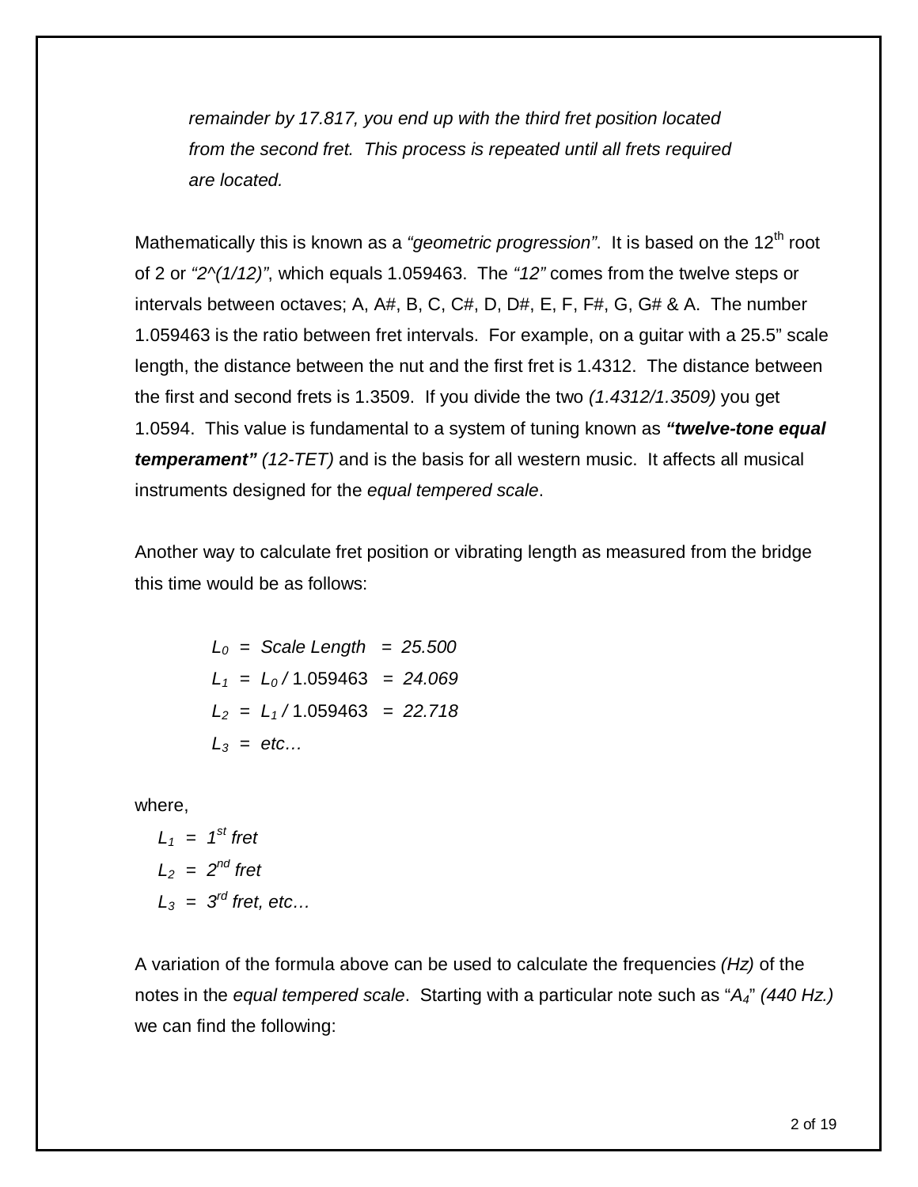*remainder by 17.817, you end up with the third fret position located from the second fret. This process is repeated until all frets required are located.*

Mathematically this is known as a *"geometric progression"*. It is based on the 12th root of 2 or *"2^(1/12)"*, which equals 1.059463. The *"12"* comes from the twelve steps or intervals between octaves; A, A#, B, C, C#, D, D#, E, F, F#, G, G# & A. The number 1.059463 is the ratio between fret intervals. For example, on a guitar with a 25.5" scale length, the distance between the nut and the first fret is 1.4312. The distance between the first and second frets is 1.3509. If you divide the two *(1.4312/1.3509)* you get 1.0594. This value is fundamental to a system of tuning known as ***"twelve-tone equal temperament"*** *(12-TET)* and is the basis for all western music. It affects all musical instruments designed for the *equal tempered scale*.

Another way to calculate fret position or vibrating length as measured from the bridge this time would be as follows:

$$L_0 = \text{Scale Length} = 25.500$$

$$L_1 = L_0 / 1.059463 = 24.069$$

$$L_2 = L_1 / 1.059463 = 22.718$$

$$L_3 = \text{etc...}$$

where,

$L_1$ = 1st fret

$L_2$ = 2nd fret

$L_3$ = 3rd fret, etc…

A variation of the formula above can be used to calculate the frequencies *(Hz)* of the notes in the *equal tempered scale*. Starting with a particular note such as "$A_4$" *(440 Hz.)* we can find the following: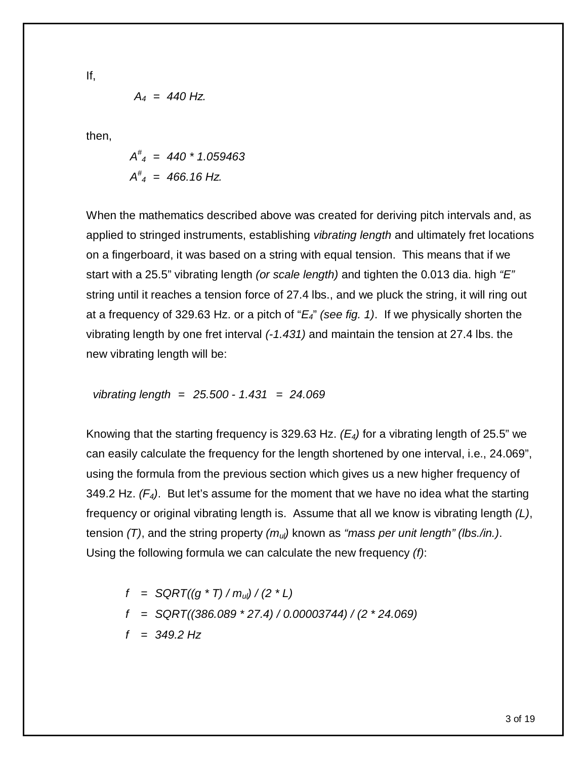If,

$$A_4 = 440 \text{ Hz.}$$

then,

$$A^{\#}_4 = 440 * 1.059463$$
$$A^{\#}_4 = 466.16 \text{ Hz.}$$

When the mathematics described above was created for deriving pitch intervals and, as applied to stringed instruments, establishing *vibrating length* and ultimately fret locations on a fingerboard, it was based on a string with equal tension. This means that if we start with a 25.5" vibrating length *(or scale length)* and tighten the 0.013 dia. high *"E"* string until it reaches a tension force of 27.4 lbs., and we pluck the string, it will ring out at a frequency of 329.63 Hz. or a pitch of "$E_4$" *(see fig. 1)*. If we physically shorten the vibrating length by one fret interval *(-1.431)* and maintain the tension at 27.4 lbs. the new vibrating length will be:

$$\textit{vibrating length} = 25.500 - 1.431 = 24.069$$

Knowing that the starting frequency is 329.63 Hz. *($E_4$)* for a vibrating length of 25.5" we can easily calculate the frequency for the length shortened by one interval, i.e., 24.069", using the formula from the previous section which gives us a new higher frequency of 349.2 Hz. *($F_4$)*. But let's assume for the moment that we have no idea what the starting frequency or original vibrating length is. Assume that all we know is vibrating length *($L$)*, tension *($T$)*, and the string property *($m_{ul}$)* known as *"mass per unit length" (lbs./in.)*. Using the following formula we can calculate the new frequency *($f$)*:

$$f = SQRT((g * T) / m_{ul}) / (2 * L)$$
$$f = SQRT((386.089 * 27.4) / 0.00003744) / (2 * 24.069)$$
$$f = 349.2 \text{ Hz}$$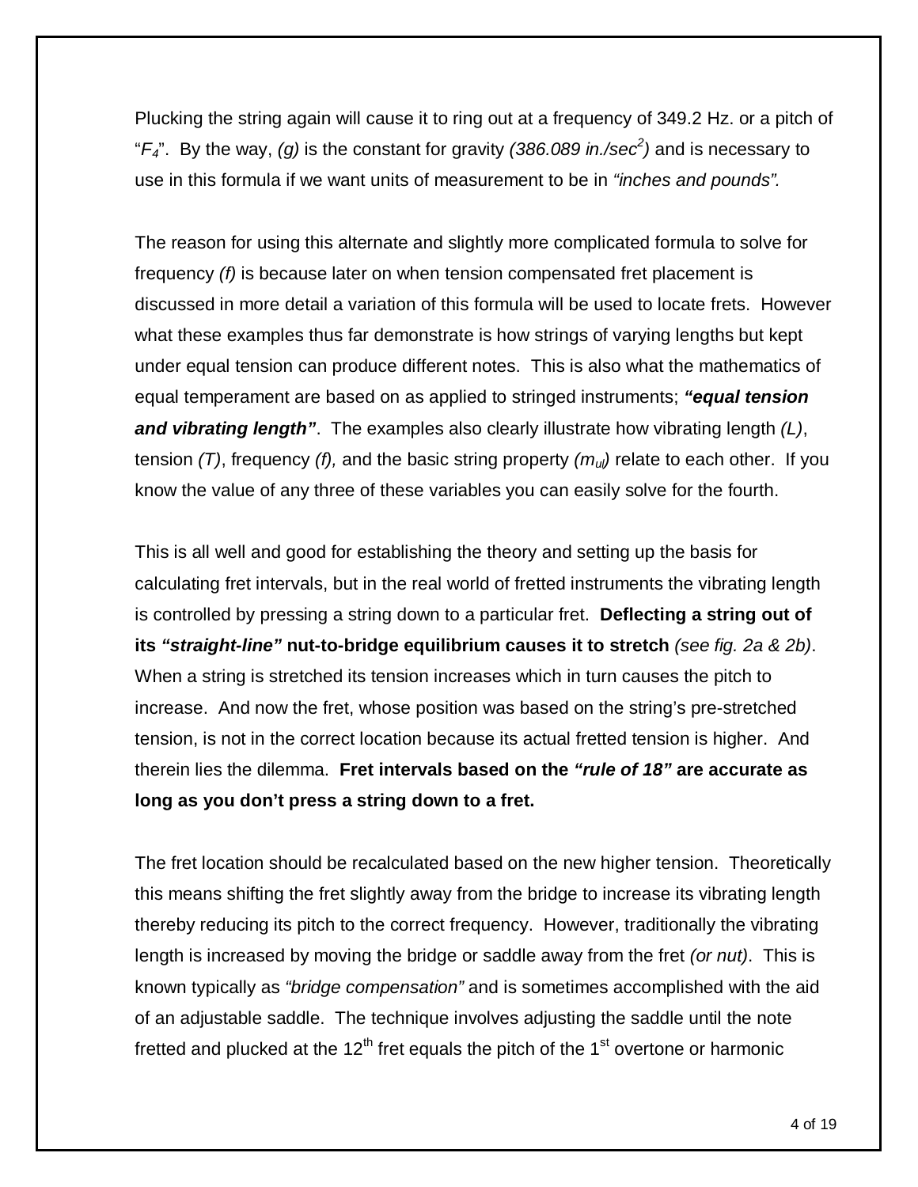Plucking the string again will cause it to ring out at a frequency of 349.2 Hz. or a pitch of "$F_4$". By the way, *(g)* is the constant for gravity *(386.089 in./sec$^2$)* and is necessary to use in this formula if we want units of measurement to be in *"inches and pounds".*

The reason for using this alternate and slightly more complicated formula to solve for frequency *(f)* is because later on when tension compensated fret placement is discussed in more detail a variation of this formula will be used to locate frets. However what these examples thus far demonstrate is how strings of varying lengths but kept under equal tension can produce different notes. This is also what the mathematics of equal temperament are based on as applied to stringed instruments; ***"equal tension and vibrating length"***. The examples also clearly illustrate how vibrating length *(L)*, tension *(T)*, frequency *(f),* and the basic string property *($m_{ul}$)* relate to each other. If you know the value of any three of these variables you can easily solve for the fourth.

This is all well and good for establishing the theory and setting up the basis for calculating fret intervals, but in the real world of fretted instruments the vibrating length is controlled by pressing a string down to a particular fret. **Deflecting a string out of its *"straight-line"* nut-to-bridge equilibrium causes it to stretch** *(see fig. 2a & 2b)*. When a string is stretched its tension increases which in turn causes the pitch to increase. And now the fret, whose position was based on the string's pre-stretched tension, is not in the correct location because its actual fretted tension is higher. And therein lies the dilemma. **Fret intervals based on the *"rule of 18"* are accurate as long as you don't press a string down to a fret.**

The fret location should be recalculated based on the new higher tension. Theoretically this means shifting the fret slightly away from the bridge to increase its vibrating length thereby reducing its pitch to the correct frequency. However, traditionally the vibrating length is increased by moving the bridge or saddle away from the fret *(or nut)*. This is known typically as *"bridge compensation"* and is sometimes accomplished with the aid of an adjustable saddle. The technique involves adjusting the saddle until the note fretted and plucked at the 12$^{th}$ fret equals the pitch of the 1$^{st}$ overtone or harmonic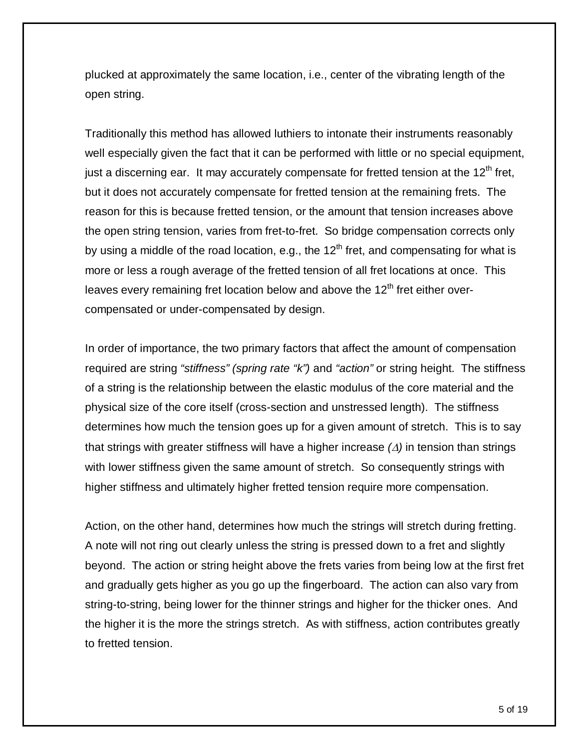plucked at approximately the same location, i.e., center of the vibrating length of the open string.

Traditionally this method has allowed luthiers to intonate their instruments reasonably well especially given the fact that it can be performed with little or no special equipment, just a discerning ear. It may accurately compensate for fretted tension at the 12th fret, but it does not accurately compensate for fretted tension at the remaining frets. The reason for this is because fretted tension, or the amount that tension increases above the open string tension, varies from fret-to-fret. So bridge compensation corrects only by using a middle of the road location, e.g., the 12th fret, and compensating for what is more or less a rough average of the fretted tension of all fret locations at once. This leaves every remaining fret location below and above the 12th fret either over-compensated or under-compensated by design.

In order of importance, the two primary factors that affect the amount of compensation required are string *"stiffness" (spring rate "k")* and *"action"* or string height. The stiffness of a string is the relationship between the elastic modulus of the core material and the physical size of the core itself (cross-section and unstressed length). The stiffness determines how much the tension goes up for a given amount of stretch. This is to say that strings with greater stiffness will have a higher increase *($\Delta$)* in tension than strings with lower stiffness given the same amount of stretch. So consequently strings with higher stiffness and ultimately higher fretted tension require more compensation.

Action, on the other hand, determines how much the strings will stretch during fretting. A note will not ring out clearly unless the string is pressed down to a fret and slightly beyond. The action or string height above the frets varies from being low at the first fret and gradually gets higher as you go up the fingerboard. The action can also vary from string-to-string, being lower for the thinner strings and higher for the thicker ones. And the higher it is the more the strings stretch. As with stiffness, action contributes greatly to fretted tension.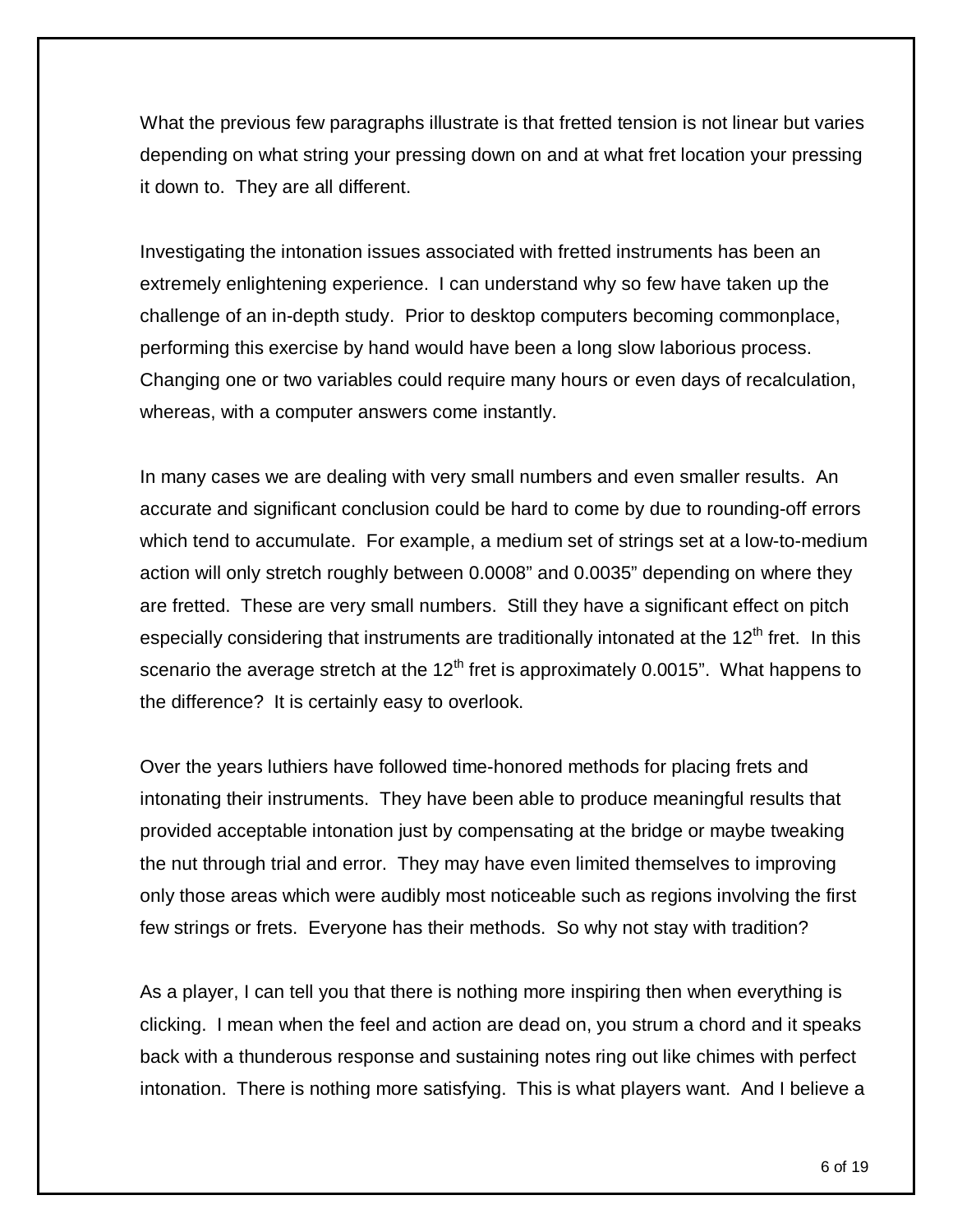What the previous few paragraphs illustrate is that fretted tension is not linear but varies depending on what string your pressing down on and at what fret location your pressing it down to. They are all different.

Investigating the intonation issues associated with fretted instruments has been an extremely enlightening experience. I can understand why so few have taken up the challenge of an in-depth study. Prior to desktop computers becoming commonplace, performing this exercise by hand would have been a long slow laborious process. Changing one or two variables could require many hours or even days of recalculation, whereas, with a computer answers come instantly.

In many cases we are dealing with very small numbers and even smaller results. An accurate and significant conclusion could be hard to come by due to rounding-off errors which tend to accumulate. For example, a medium set of strings set at a low-to-medium action will only stretch roughly between 0.0008" and 0.0035" depending on where they are fretted. These are very small numbers. Still they have a significant effect on pitch especially considering that instruments are traditionally intonated at the $12^{th}$ fret. In this scenario the average stretch at the $12^{th}$ fret is approximately 0.0015". What happens to the difference? It is certainly easy to overlook.

Over the years luthiers have followed time-honored methods for placing frets and intonating their instruments. They have been able to produce meaningful results that provided acceptable intonation just by compensating at the bridge or maybe tweaking the nut through trial and error. They may have even limited themselves to improving only those areas which were audibly most noticeable such as regions involving the first few strings or frets. Everyone has their methods. So why not stay with tradition?

As a player, I can tell you that there is nothing more inspiring then when everything is clicking. I mean when the feel and action are dead on, you strum a chord and it speaks back with a thunderous response and sustaining notes ring out like chimes with perfect intonation. There is nothing more satisfying. This is what players want. And I believe a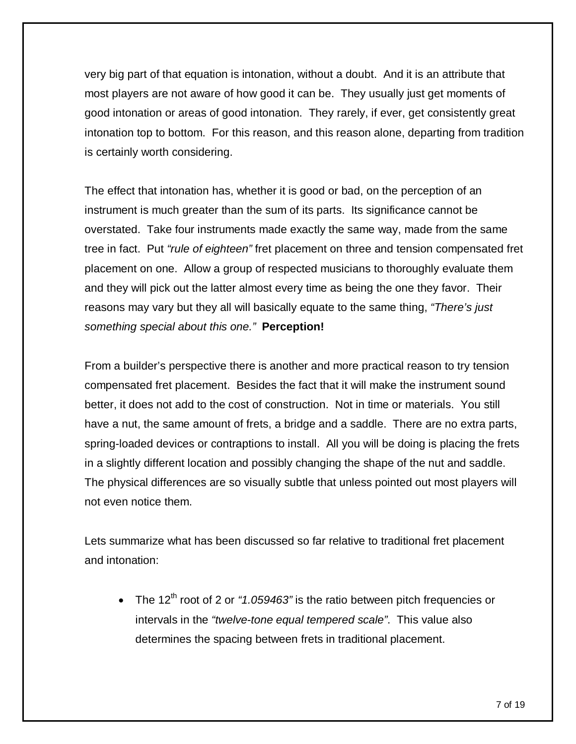very big part of that equation is intonation, without a doubt. And it is an attribute that most players are not aware of how good it can be. They usually just get moments of good intonation or areas of good intonation. They rarely, if ever, get consistently great intonation top to bottom. For this reason, and this reason alone, departing from tradition is certainly worth considering.

The effect that intonation has, whether it is good or bad, on the perception of an instrument is much greater than the sum of its parts. Its significance cannot be overstated. Take four instruments made exactly the same way, made from the same tree in fact. Put *"rule of eighteen"* fret placement on three and tension compensated fret placement on one. Allow a group of respected musicians to thoroughly evaluate them and they will pick out the latter almost every time as being the one they favor. Their reasons may vary but they all will basically equate to the same thing, *"There's just something special about this one."* **Perception!**

From a builder's perspective there is another and more practical reason to try tension compensated fret placement. Besides the fact that it will make the instrument sound better, it does not add to the cost of construction. Not in time or materials. You still have a nut, the same amount of frets, a bridge and a saddle. There are no extra parts, spring-loaded devices or contraptions to install. All you will be doing is placing the frets in a slightly different location and possibly changing the shape of the nut and saddle. The physical differences are so visually subtle that unless pointed out most players will not even notice them.

Lets summarize what has been discussed so far relative to traditional fret placement and intonation:

- The $12^{th}$ root of 2 or *"1.059463"* is the ratio between pitch frequencies or intervals in the *"twelve-tone equal tempered scale"*. This value also determines the spacing between frets in traditional placement.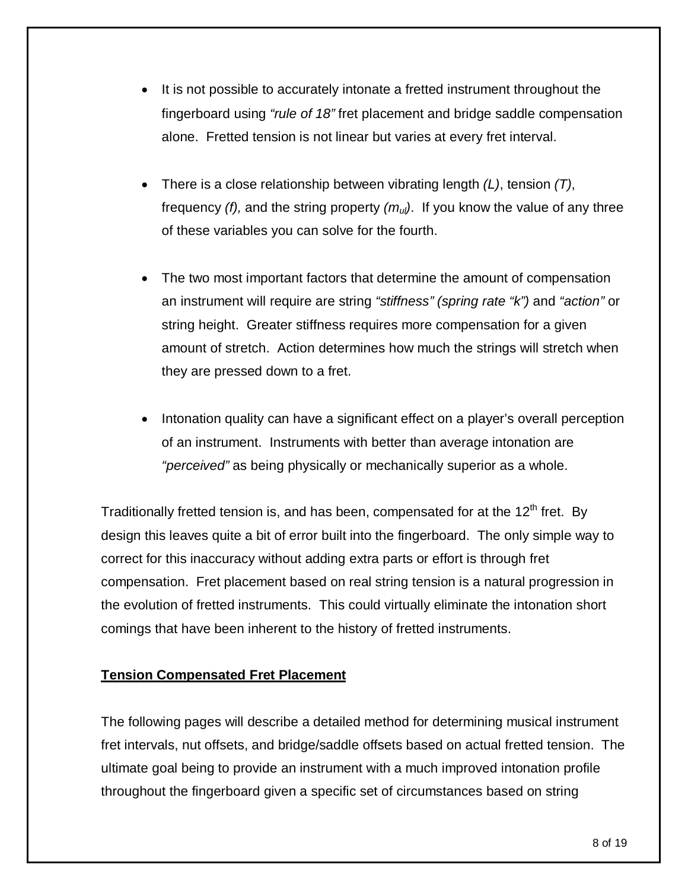- It is not possible to accurately intonate a fretted instrument throughout the fingerboard using *"rule of 18"* fret placement and bridge saddle compensation alone. Fretted tension is not linear but varies at every fret interval.

- There is a close relationship between vibrating length *(L)*, tension *(T)*, frequency *(f),* and the string property *($m_{ul}$)*. If you know the value of any three of these variables you can solve for the fourth.

- The two most important factors that determine the amount of compensation an instrument will require are string *"stiffness" (spring rate "k")* and *"action"* or string height. Greater stiffness requires more compensation for a given amount of stretch. Action determines how much the strings will stretch when they are pressed down to a fret.

- Intonation quality can have a significant effect on a player's overall perception of an instrument. Instruments with better than average intonation are *"perceived"* as being physically or mechanically superior as a whole.

Traditionally fretted tension is, and has been, compensated for at the $12^{th}$ fret. By design this leaves quite a bit of error built into the fingerboard. The only simple way to correct for this inaccuracy without adding extra parts or effort is through fret compensation. Fret placement based on real string tension is a natural progression in the evolution of fretted instruments. This could virtually eliminate the intonation short comings that have been inherent to the history of fretted instruments.

**Tension Compensated Fret Placement**

The following pages will describe a detailed method for determining musical instrument fret intervals, nut offsets, and bridge/saddle offsets based on actual fretted tension. The ultimate goal being to provide an instrument with a much improved intonation profile throughout the fingerboard given a specific set of circumstances based on string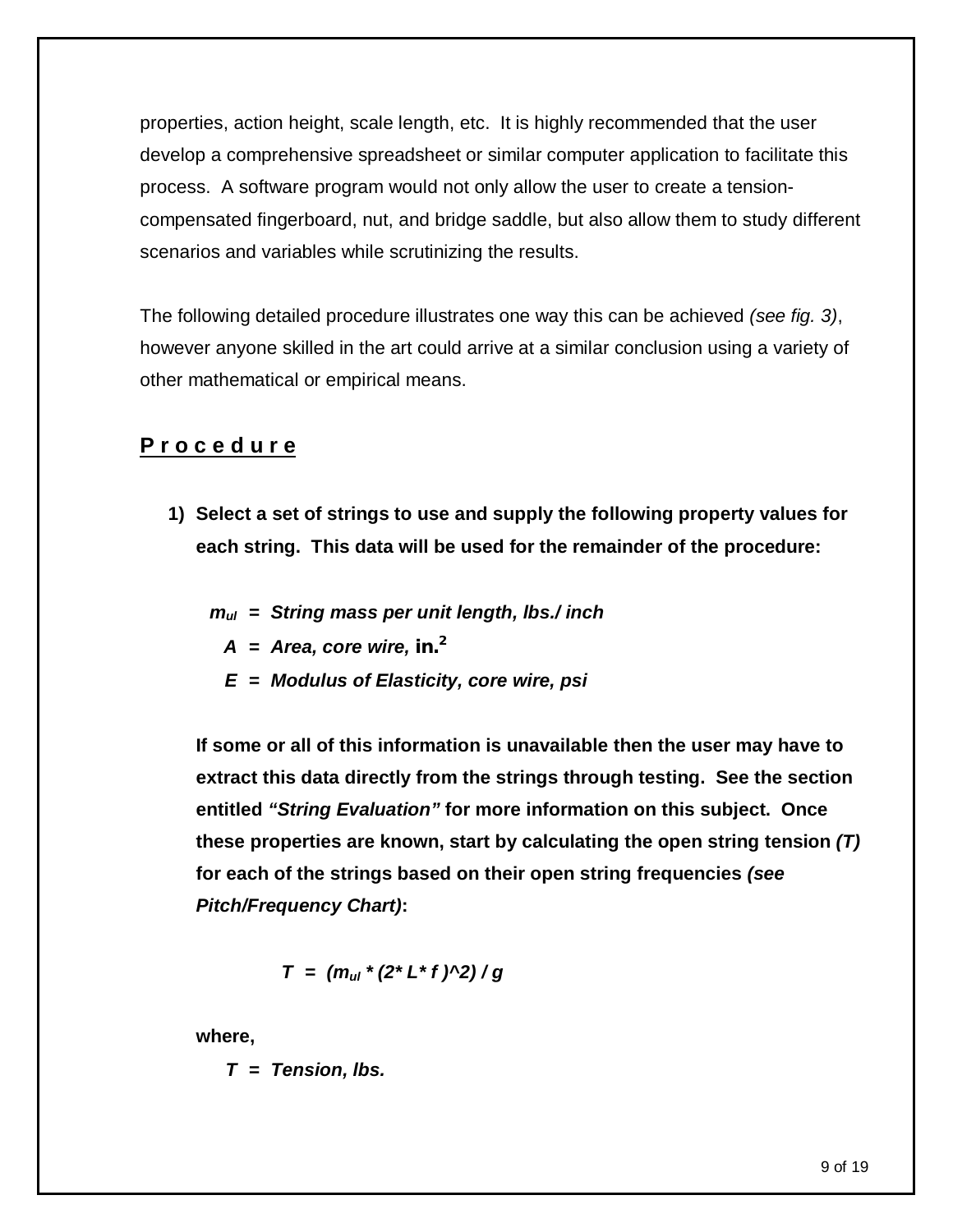properties, action height, scale length, etc. It is highly recommended that the user develop a comprehensive spreadsheet or similar computer application to facilitate this process. A software program would not only allow the user to create a tension-compensated fingerboard, nut, and bridge saddle, but also allow them to study different scenarios and variables while scrutinizing the results.

The following detailed procedure illustrates one way this can be achieved *(see fig. 3)*, however anyone skilled in the art could arrive at a similar conclusion using a variety of other mathematical or empirical means.

## Procedure

1) **Select a set of strings to use and supply the following property values for each string. This data will be used for the remainder of the procedure:**

   $m_{ul}$ = ***String mass per unit length, lbs./ inch***
   
   $A$ = ***Area, core wire, in.$^2$***
   
   $E$ = ***Modulus of Elasticity, core wire, psi***

   **If some or all of this information is unavailable then the user may have to extract this data directly from the strings through testing. See the section entitled *"String Evaluation"* for more information on this subject. Once these properties are known, start by calculating the open string tension *(T)* for each of the strings based on their open string frequencies *(see Pitch/Frequency Chart)*:**

   $$T = (m_{ul} * (2 * L * f)^2) / g$$

   **where,**

   $T$ = ***Tension, lbs.***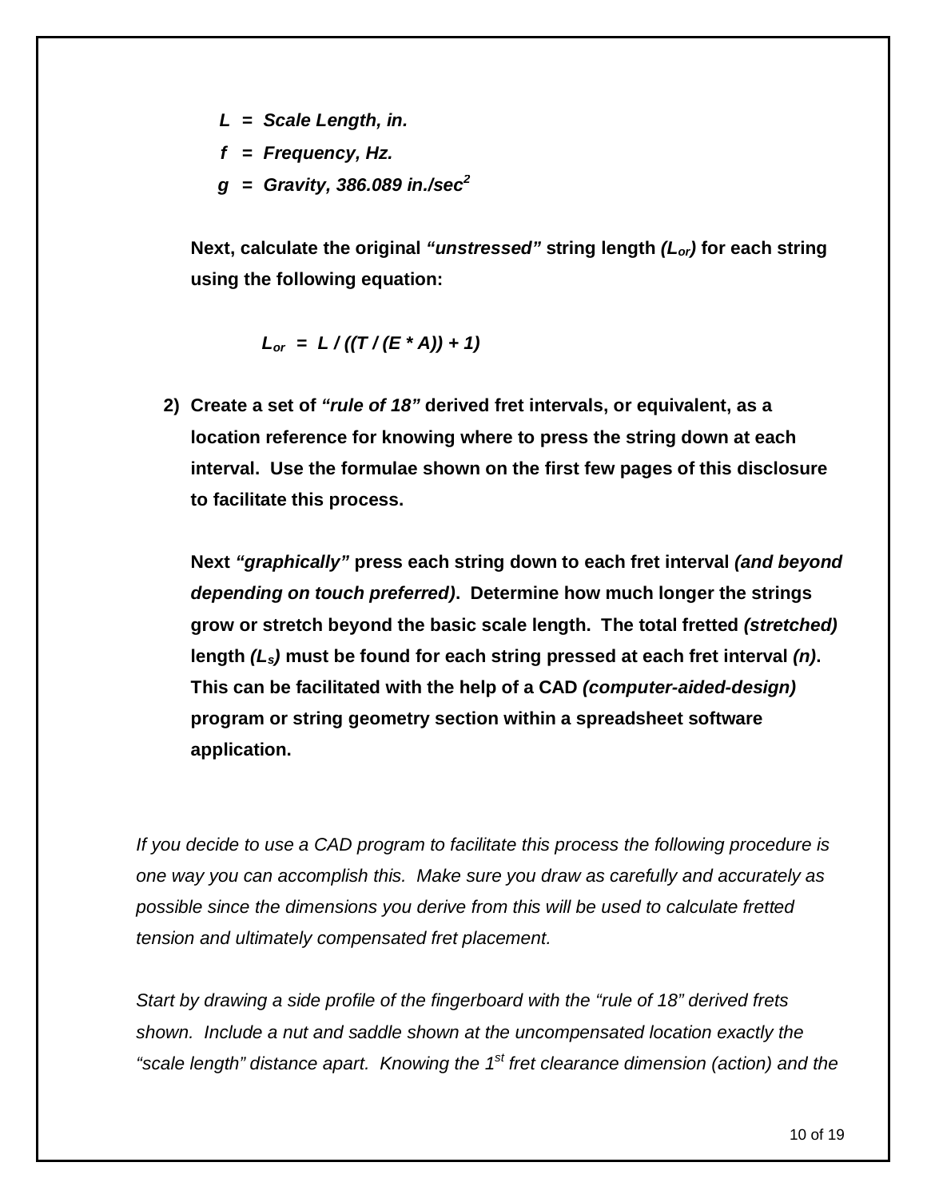***$L$ = Scale Length, in.***

***$f$ = Frequency, Hz.***

***$g$ = Gravity, 386.089 in./sec$^2$***

**Next, calculate the original *"unstressed"* string length *($L_{or}$)* for each string using the following equation:**

$$L_{or} = L / ((T / (E * A)) + 1)$$

2) **Create a set of *"rule of 18"* derived fret intervals, or equivalent, as a location reference for knowing where to press the string down at each interval. Use the formulae shown on the first few pages of this disclosure to facilitate this process.**

   **Next *"graphically"* press each string down to each fret interval *(and beyond depending on touch preferred)*. Determine how much longer the strings grow or stretch beyond the basic scale length. The total fretted *(stretched)* length *($L_s$)* must be found for each string pressed at each fret interval *($n$)*. This can be facilitated with the help of a CAD *(computer-aided-design)* program or string geometry section within a spreadsheet software application.**

*If you decide to use a CAD program to facilitate this process the following procedure is one way you can accomplish this. Make sure you draw as carefully and accurately as possible since the dimensions you derive from this will be used to calculate fretted tension and ultimately compensated fret placement.*

*Start by drawing a side profile of the fingerboard with the "rule of 18" derived frets shown. Include a nut and saddle shown at the uncompensated location exactly the "scale length" distance apart. Knowing the 1st fret clearance dimension (action) and the*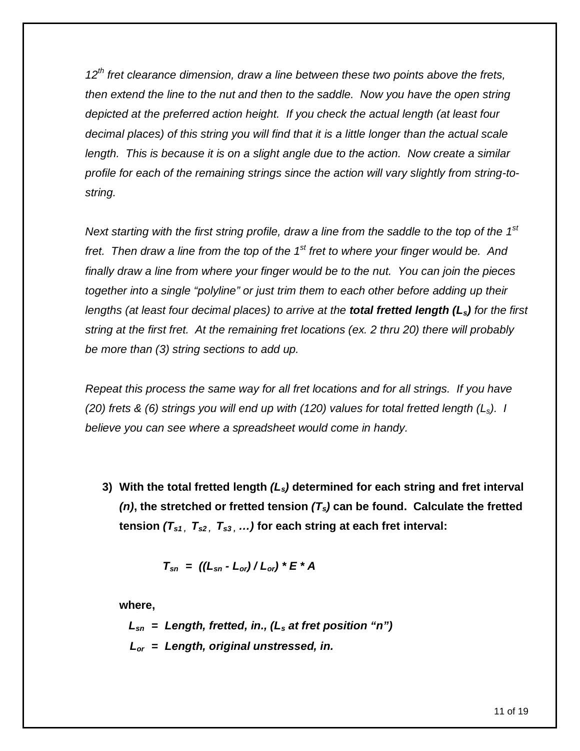*$12^{th}$ fret clearance dimension, draw a line between these two points above the frets, then extend the line to the nut and then to the saddle. Now you have the open string depicted at the preferred action height. If you check the actual length (at least four decimal places) of this string you will find that it is a little longer than the actual scale length. This is because it is on a slight angle due to the action. Now create a similar profile for each of the remaining strings since the action will vary slightly from string-to-string.*

*Next starting with the first string profile, draw a line from the saddle to the top of the $1^{st}$ fret. Then draw a line from the top of the $1^{st}$ fret to where your finger would be. And finally draw a line from where your finger would be to the nut. You can join the pieces together into a single "polyline" or just trim them to each other before adding up their lengths (at least four decimal places) to arrive at the **total fretted length ($L_s$)** for the first string at the first fret. At the remaining fret locations (ex. 2 thru 20) there will probably be more than (3) string sections to add up.*

*Repeat this process the same way for all fret locations and for all strings. If you have (20) frets & (6) strings you will end up with (120) values for total fretted length ($L_s$). I believe you can see where a spreadsheet would come in handy.*

3) **With the total fretted length *($L_s$)* determined for each string and fret interval *(n)*, the stretched or fretted tension *($T_s$)* can be found. Calculate the fretted tension *($T_{s1}$, $T_{s2}$, $T_{s3}$, …)* for each string at each fret interval:**

$$T_{sn} = ((L_{sn} - L_{or}) / L_{or}) * E * A$$

**where,**

$L_{sn}$ = ***Length, fretted, in., ($L_s$ at fret position "n")***

$L_{or}$ = ***Length, original unstressed, in.***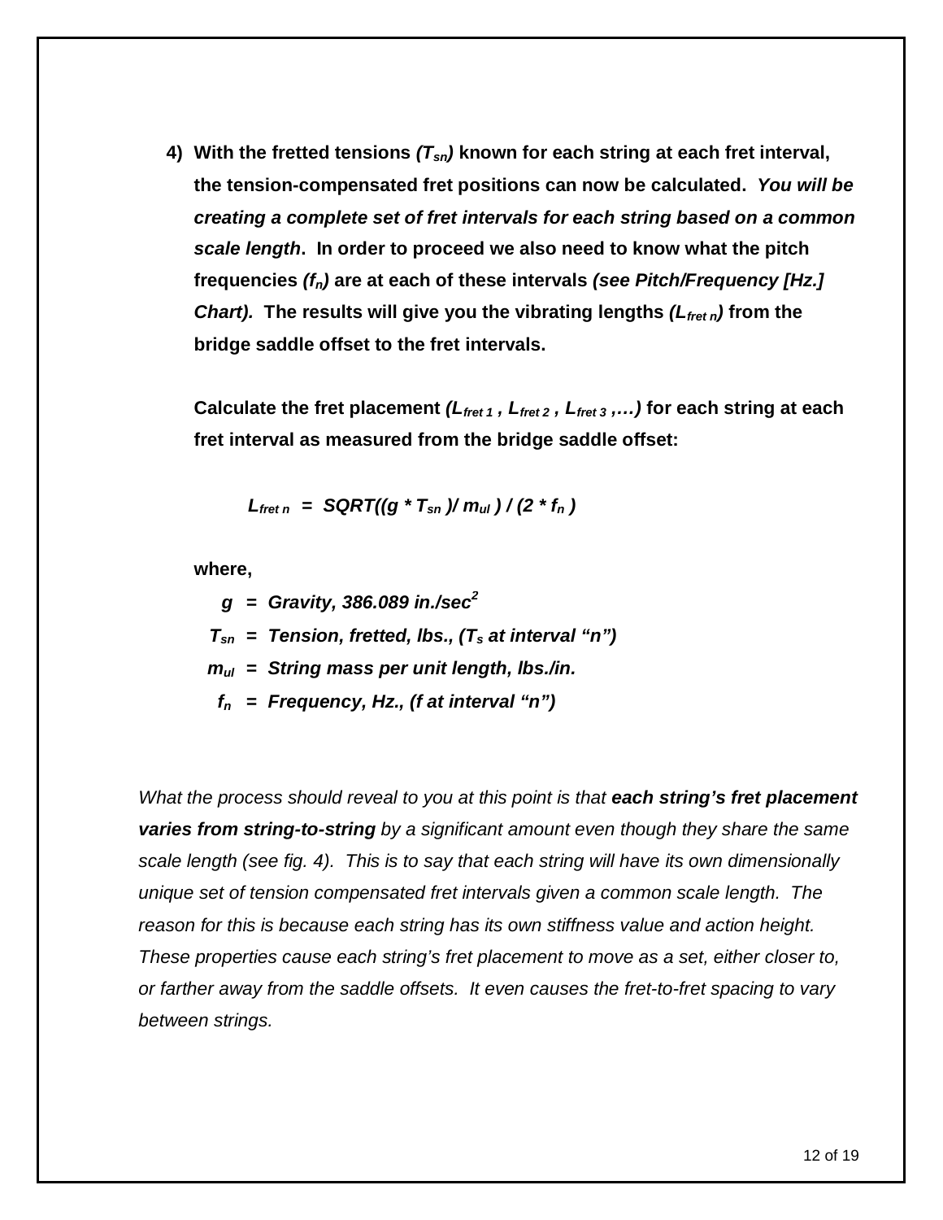4) **With the fretted tensions *($T_{sn}$)* known for each string at each fret interval, the tension-compensated fret positions can now be calculated.** ***You will be creating a complete set of fret intervals for each string based on a common scale length*.** **In order to proceed we also need to know what the pitch frequencies *($f_n$)* are at each of these intervals *(see Pitch/Frequency [Hz.] Chart).* The results will give you the vibrating lengths *($L_{fret\ n}$)* from the bridge saddle offset to the fret intervals.**

   **Calculate the fret placement *($L_{fret\ 1}$ , $L_{fret\ 2}$ , $L_{fret\ 3}$ ,…)* for each string at each fret interval as measured from the bridge saddle offset:**

$$L_{fret\ n} = SQRT((g * T_{sn}) / m_{ul}) / (2 * f_n)$$

   **where,**

   $g$ = ***Gravity, 386.089 in./sec$^2$***

   $T_{sn}$ = ***Tension, fretted, lbs., ($T_s$ at interval "n")***

   $m_{ul}$ = ***String mass per unit length, lbs./in.***

   $f_n$ = ***Frequency, Hz., (f at interval "n")***

*What the process should reveal to you at this point is that* ***each string's fret placement varies from string-to-string*** *by a significant amount even though they share the same scale length (see fig. 4). This is to say that each string will have its own dimensionally unique set of tension compensated fret intervals given a common scale length. The reason for this is because each string has its own stiffness value and action height. These properties cause each string's fret placement to move as a set, either closer to, or farther away from the saddle offsets. It even causes the fret-to-fret spacing to vary between strings.*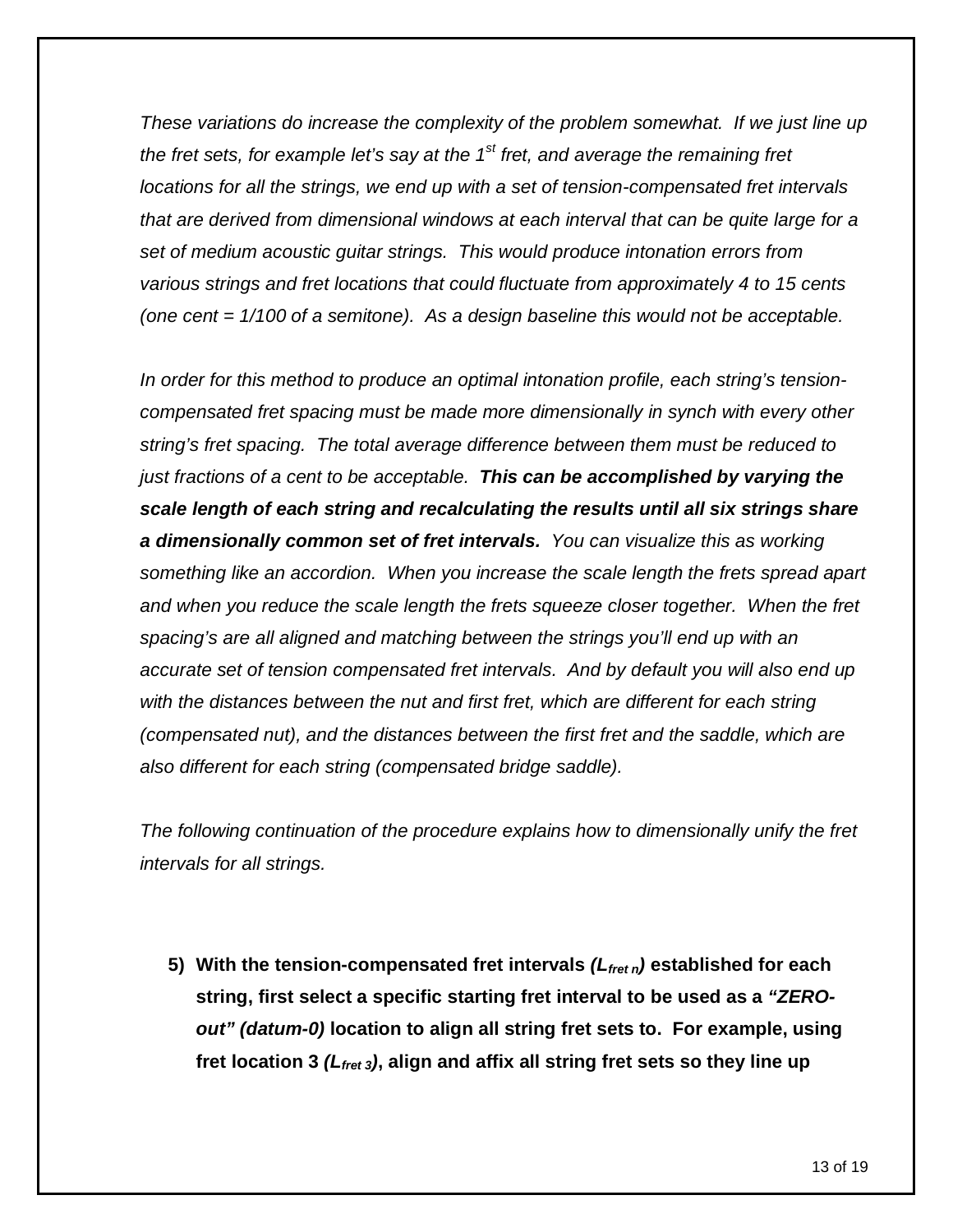*These variations do increase the complexity of the problem somewhat. If we just line up the fret sets, for example let's say at the $1^{st}$ fret, and average the remaining fret locations for all the strings, we end up with a set of tension-compensated fret intervals that are derived from dimensional windows at each interval that can be quite large for a set of medium acoustic guitar strings. This would produce intonation errors from various strings and fret locations that could fluctuate from approximately 4 to 15 cents (one cent = 1/100 of a semitone). As a design baseline this would not be acceptable.*

*In order for this method to produce an optimal intonation profile, each string's tension-compensated fret spacing must be made more dimensionally in synch with every other string's fret spacing. The total average difference between them must be reduced to just fractions of a cent to be acceptable.* ***This can be accomplished by varying the scale length of each string and recalculating the results until all six strings share a dimensionally common set of fret intervals.*** *You can visualize this as working something like an accordion. When you increase the scale length the frets spread apart and when you reduce the scale length the frets squeeze closer together. When the fret spacing's are all aligned and matching between the strings you'll end up with an accurate set of tension compensated fret intervals. And by default you will also end up with the distances between the nut and first fret, which are different for each string (compensated nut), and the distances between the first fret and the saddle, which are also different for each string (compensated bridge saddle).*

*The following continuation of the procedure explains how to dimensionally unify the fret intervals for all strings.*

5) **With the tension-compensated fret intervals ($L_{fret\ n}$) established for each string, first select a specific starting fret interval to be used as a *"ZERO-out" (datum-0)* location to align all string fret sets to. For example, using fret location 3 ($L_{fret\ 3}$), align and affix all string fret sets so they line up**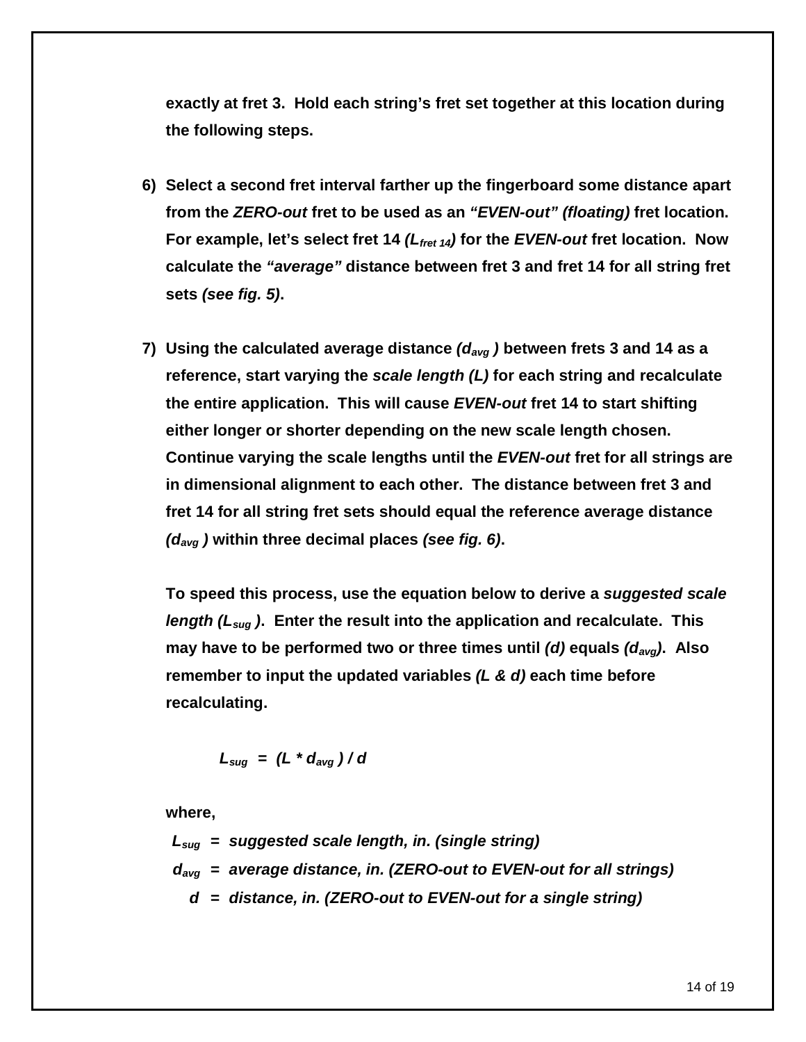**exactly at fret 3. Hold each string's fret set together at this location during the following steps.**

6) **Select a second fret interval farther up the fingerboard some distance apart from the *ZERO-out* fret to be used as an *"EVEN-out" (floating)* fret location. For example, let's select fret 14 *($L_{fret\ 14}$)* for the *EVEN-out* fret location. Now calculate the *"average"* distance between fret 3 and fret 14 for all string fret sets *(see fig. 5)*.**

7) **Using the calculated average distance *($d_{avg}$ )* between frets 3 and 14 as a reference, start varying the *scale length (L)* for each string and recalculate the entire application. This will cause *EVEN-out* fret 14 to start shifting either longer or shorter depending on the new scale length chosen. Continue varying the scale lengths until the *EVEN-out* fret for all strings are in dimensional alignment to each other. The distance between fret 3 and fret 14 for all string fret sets should equal the reference average distance *($d_{avg}$ )* within three decimal places *(see fig. 6)*.**

   **To speed this process, use the equation below to derive a *suggested scale length ($L_{sug}$ )*. Enter the result into the application and recalculate. This may have to be performed two or three times until *(d)* equals *($d_{avg}$)*. Also remember to input the updated variables *(L & d)* each time before recalculating.**

$$L_{sug} = (L * d_{avg}) / d$$

   **where,**

   $L_{sug}$ = ***suggested scale length, in. (single string)***
   $d_{avg}$ = ***average distance, in. (ZERO-out to EVEN-out for all strings)***
   $d$ = ***distance, in. (ZERO-out to EVEN-out for a single string)***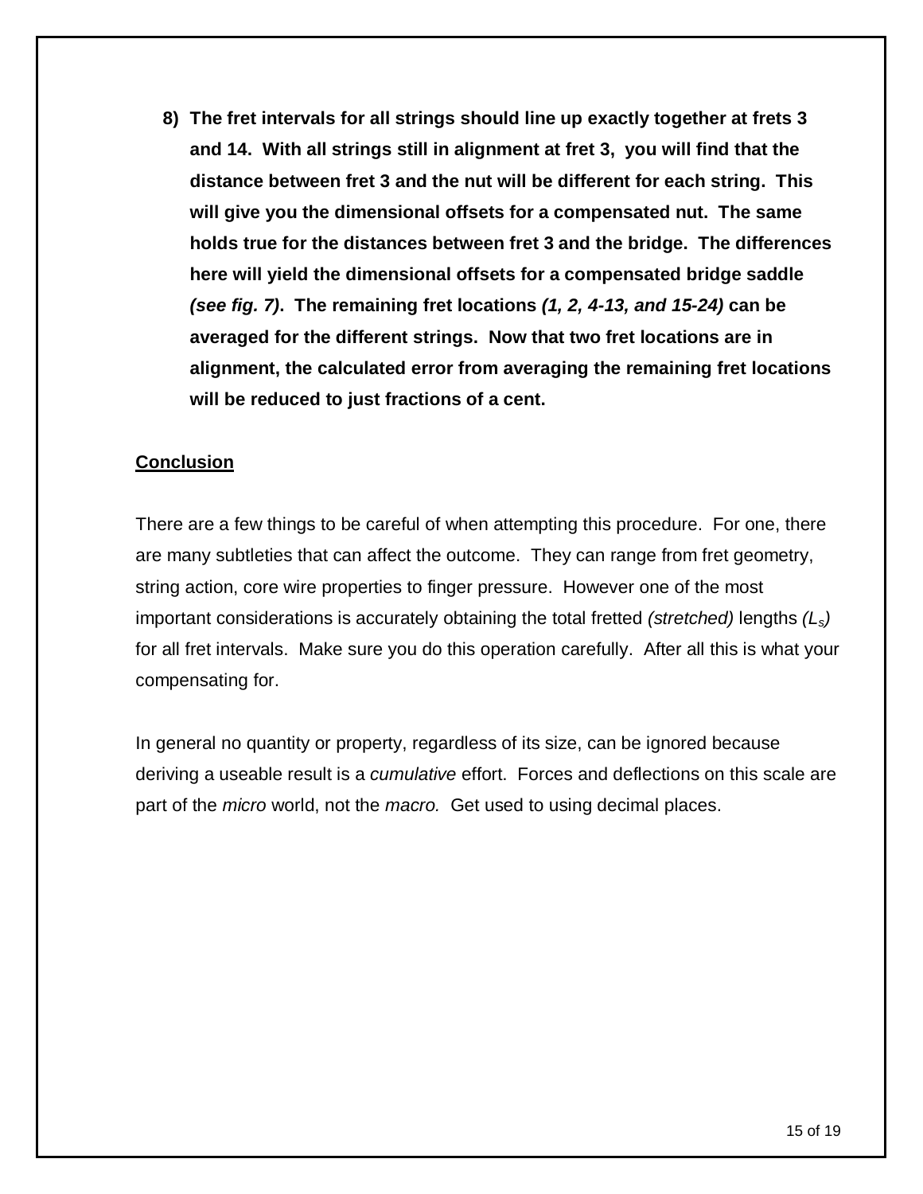8) **The fret intervals for all strings should line up exactly together at frets 3 and 14. With all strings still in alignment at fret 3, you will find that the distance between fret 3 and the nut will be different for each string. This will give you the dimensional offsets for a compensated nut. The same holds true for the distances between fret 3 and the bridge. The differences here will yield the dimensional offsets for a compensated bridge saddle *(see fig. 7)*. The remaining fret locations *(1, 2, 4-13, and 15-24)* can be averaged for the different strings. Now that two fret locations are in alignment, the calculated error from averaging the remaining fret locations will be reduced to just fractions of a cent.**

## Conclusion

There are a few things to be careful of when attempting this procedure. For one, there are many subtleties that can affect the outcome. They can range from fret geometry, string action, core wire properties to finger pressure. However one of the most important considerations is accurately obtaining the total fretted *(stretched)* lengths *($L_s$)* for all fret intervals. Make sure you do this operation carefully. After all this is what your compensating for.

In general no quantity or property, regardless of its size, can be ignored because deriving a useable result is a *cumulative* effort. Forces and deflections on this scale are part of the *micro* world, not the *macro.* Get used to using decimal places.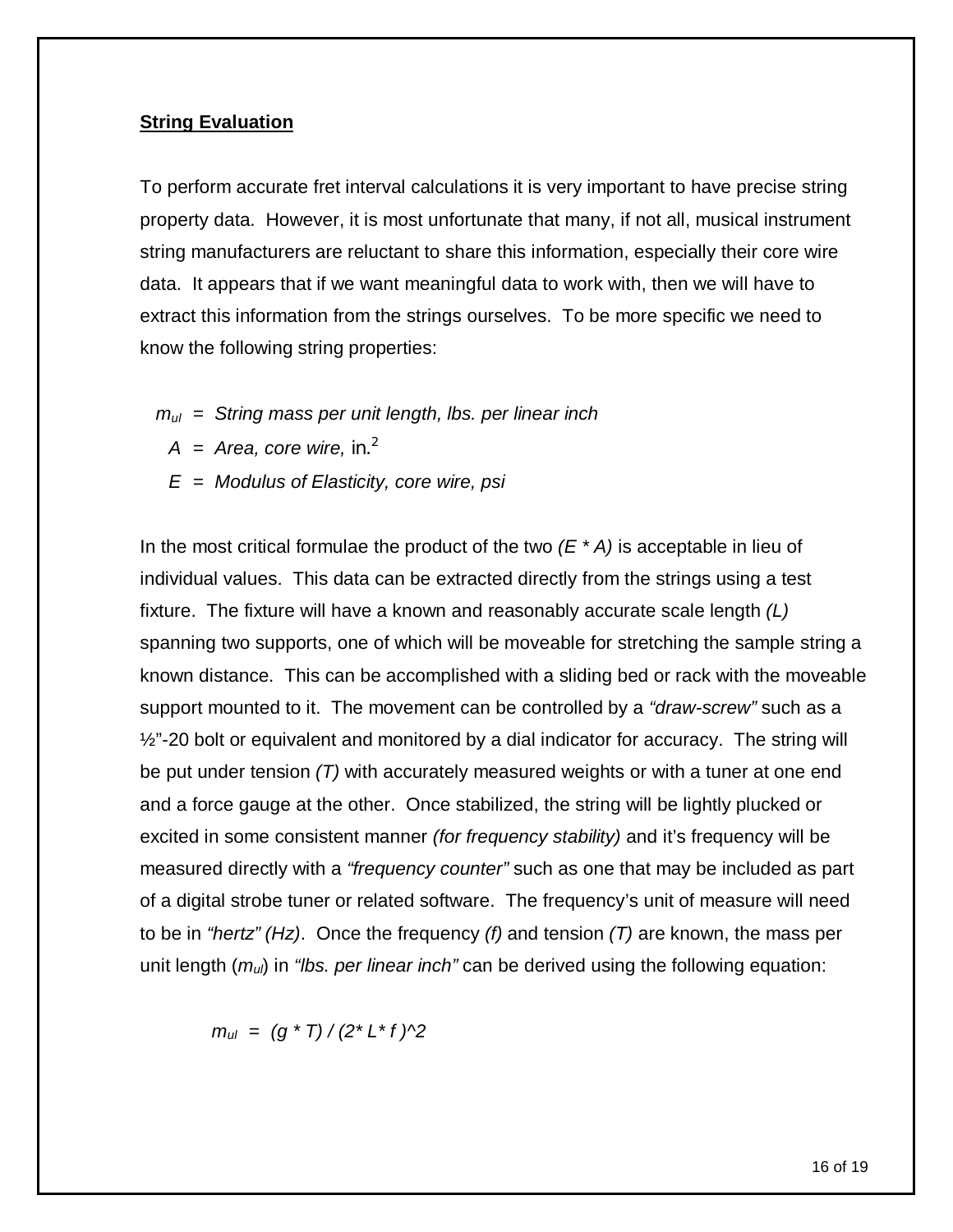**String Evaluation**

To perform accurate fret interval calculations it is very important to have precise string property data. However, it is most unfortunate that many, if not all, musical instrument string manufacturers are reluctant to share this information, especially their core wire data. It appears that if we want meaningful data to work with, then we will have to extract this information from the strings ourselves. To be more specific we need to know the following string properties:

$m_{ul}$ = *String mass per unit length, lbs. per linear inch*

$A$ = *Area, core wire,* in.$^2$

$E$ = *Modulus of Elasticity, core wire, psi*

In the most critical formulae the product of the two *(E \* A)* is acceptable in lieu of individual values. This data can be extracted directly from the strings using a test fixture. The fixture will have a known and reasonably accurate scale length *(L)* spanning two supports, one of which will be moveable for stretching the sample string a known distance. This can be accomplished with a sliding bed or rack with the moveable support mounted to it. The movement can be controlled by a *"draw-screw"* such as a ½"-20 bolt or equivalent and monitored by a dial indicator for accuracy. The string will be put under tension *(T)* with accurately measured weights or with a tuner at one end and a force gauge at the other. Once stabilized, the string will be lightly plucked or excited in some consistent manner *(for frequency stability)* and it's frequency will be measured directly with a *"frequency counter"* such as one that may be included as part of a digital strobe tuner or related software. The frequency's unit of measure will need to be in *"hertz" (Hz)*. Once the frequency *(f)* and tension *(T)* are known, the mass per unit length ($m_{ul}$) in *"lbs. per linear inch"* can be derived using the following equation:

$$m_{ul} = (g * T) / (2 * L * f)^2$$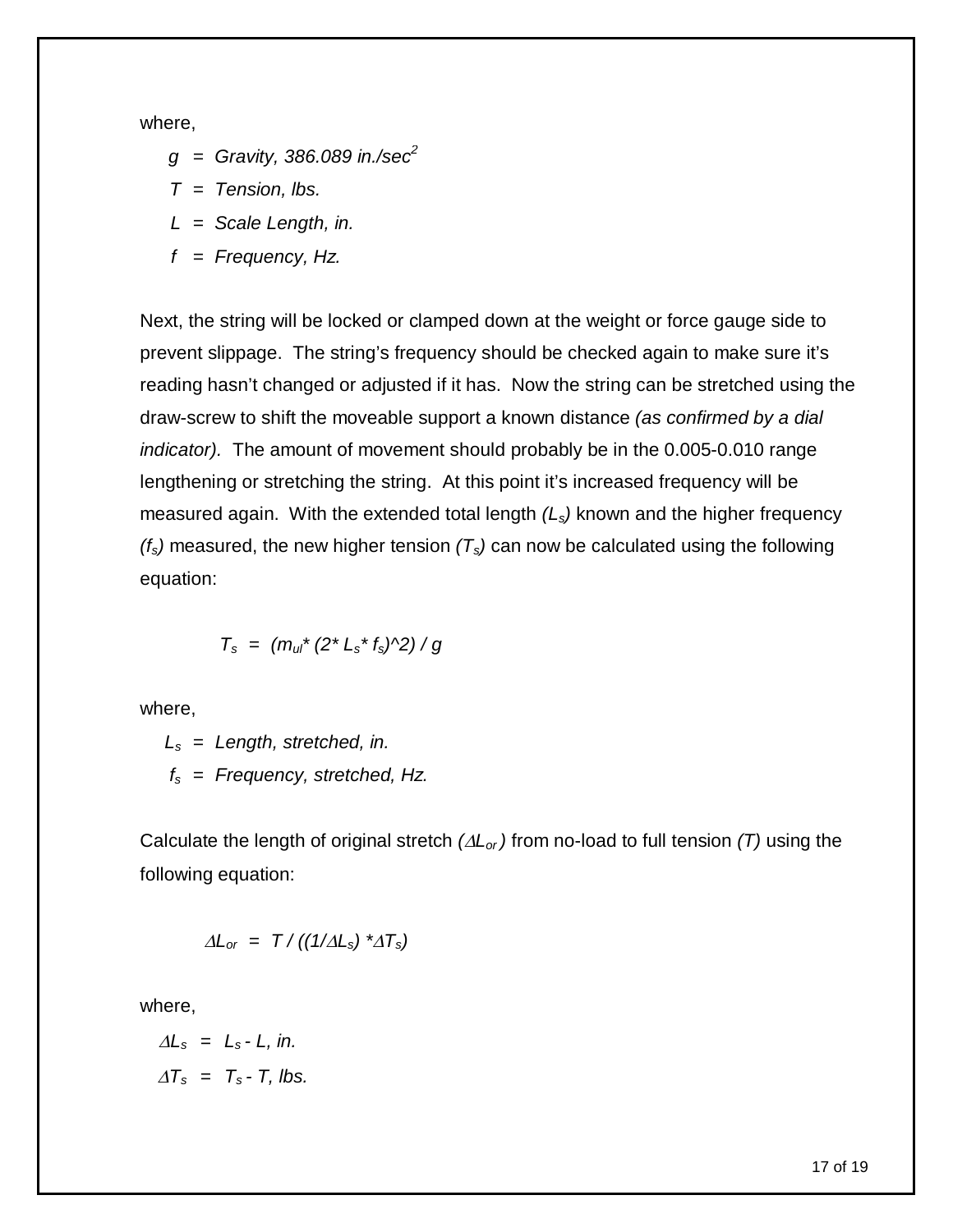where,

$g$ = *Gravity, 386.089 in./sec$^2$*

$T$ = *Tension, lbs.*

$L$ = *Scale Length, in.*

$f$ = *Frequency, Hz.*

Next, the string will be locked or clamped down at the weight or force gauge side to prevent slippage. The string's frequency should be checked again to make sure it's reading hasn't changed or adjusted if it has. Now the string can be stretched using the draw-screw to shift the moveable support a known distance *(as confirmed by a dial indicator).* The amount of movement should probably be in the 0.005-0.010 range lengthening or stretching the string. At this point it's increased frequency will be measured again. With the extended total length *($L_s$)* known and the higher frequency *($f_s$)* measured, the new higher tension *($T_s$)* can now be calculated using the following equation:

$$T_s = (m_{ul} * (2 * L_s * f_s)^2) / g$$

where,

$L_s$ = *Length, stretched, in.*

$f_s$ = *Frequency, stretched, Hz.*

Calculate the length of original stretch *($\Delta L_{or}$)* from no-load to full tension *($T$)* using the following equation:

$$\Delta L_{or} = T / ((1/\Delta L_s) * \Delta T_s)$$

where,

$\Delta L_s$ = $L_s$ - $L$, *in.*

$\Delta T_s$ = $T_s$ - $T$, *lbs.*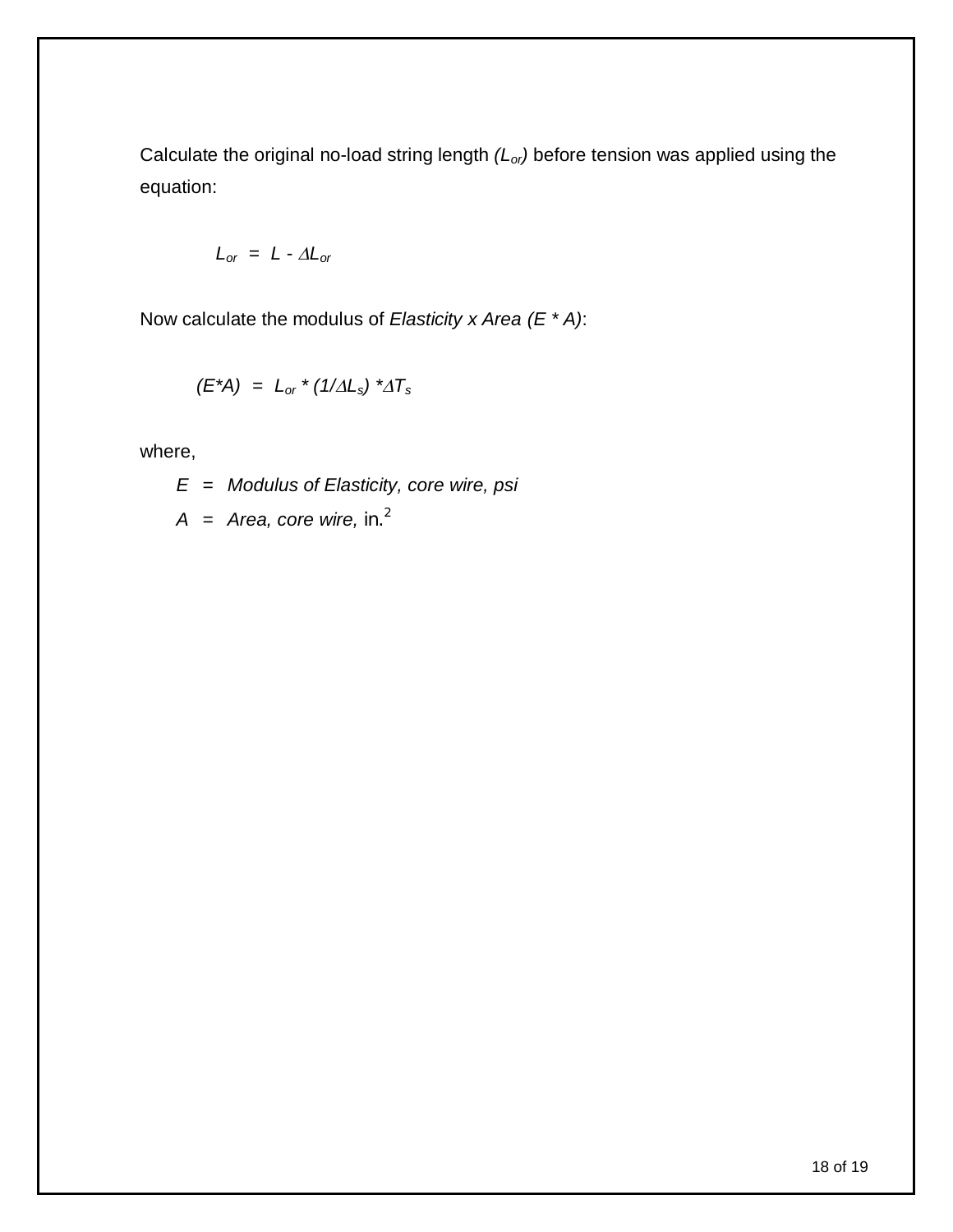Calculate the original no-load string length $(L_{or})$ before tension was applied using the equation:

$$L_{or} = L - \Delta L_{or}$$

Now calculate the modulus of *Elasticity x Area (E * A)*:

$$(E*A) = L_{or} * (1/\Delta L_s) * \Delta T_s$$

where,

$E$ = *Modulus of Elasticity, core wire, psi*

$A$ = *Area, core wire,* in.$^2$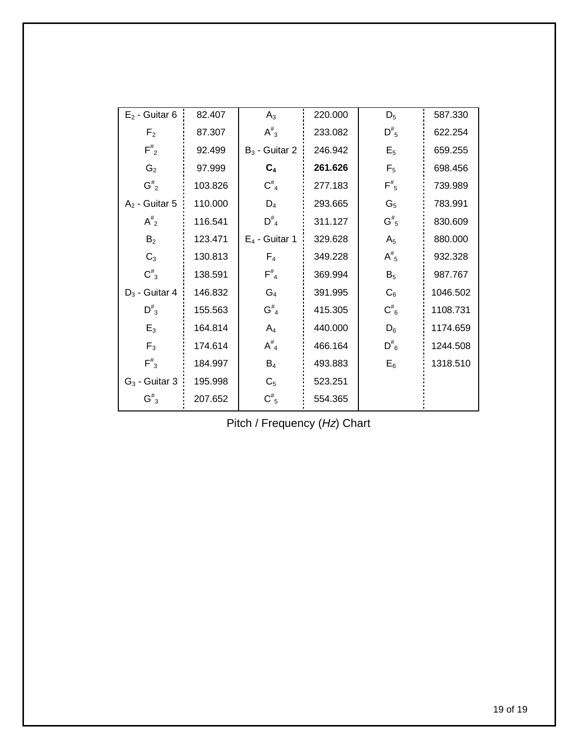| | | | | | |
|---|---|---|---|---|---|
| $E_2$ - Guitar 6 | 82.407 | $A_3$ | 220.000 | $D_5$ | 587.330 |
| $F_2$ | 87.307 | $A^{\#}_3$ | 233.082 | $D^{\#}_5$ | 622.254 |
| $F^{\#}_2$ | 92.499 | $B_3$ - Guitar 2 | 246.942 | $E_5$ | 659.255 |
| $G_2$ | 97.999 | **$C_4$** | **261.626** | $F_5$ | 698.456 |
| $G^{\#}_2$ | 103.826 | $C^{\#}_4$ | 277.183 | $F^{\#}_5$ | 739.989 |
| $A_2$ - Guitar 5 | 110.000 | $D_4$ | 293.665 | $G_5$ | 783.991 |
| $A^{\#}_2$ | 116.541 | $D^{\#}_4$ | 311.127 | $G^{\#}_5$ | 830.609 |
| $B_2$ | 123.471 | $E_4$ - Guitar 1 | 329.628 | $A_5$ | 880.000 |
| $C_3$ | 130.813 | $F_4$ | 349.228 | $A^{\#}_5$ | 932.328 |
| $C^{\#}_3$ | 138.591 | $F^{\#}_4$ | 369.994 | $B_5$ | 987.767 |
| $D_3$ - Guitar 4 | 146.832 | $G_4$ | 391.995 | $C_6$ | 1046.502 |
| $D^{\#}_3$ | 155.563 | $G^{\#}_4$ | 415.305 | $C^{\#}_6$ | 1108.731 |
| $E_3$ | 164.814 | $A_4$ | 440.000 | $D_6$ | 1174.659 |
| $F_3$ | 174.614 | $A^{\#}_4$ | 466.164 | $D^{\#}_6$ | 1244.508 |
| $F^{\#}_3$ | 184.997 | $B_4$ | 493.883 | $E_6$ | 1318.510 |
| $G_3$ - Guitar 3 | 195.998 | $C_5$ | 523.251 | | |
| $G^{\#}_3$ | 207.652 | $C^{\#}_5$ | 554.365 | | |

Pitch / Frequency (*Hz*) Chart